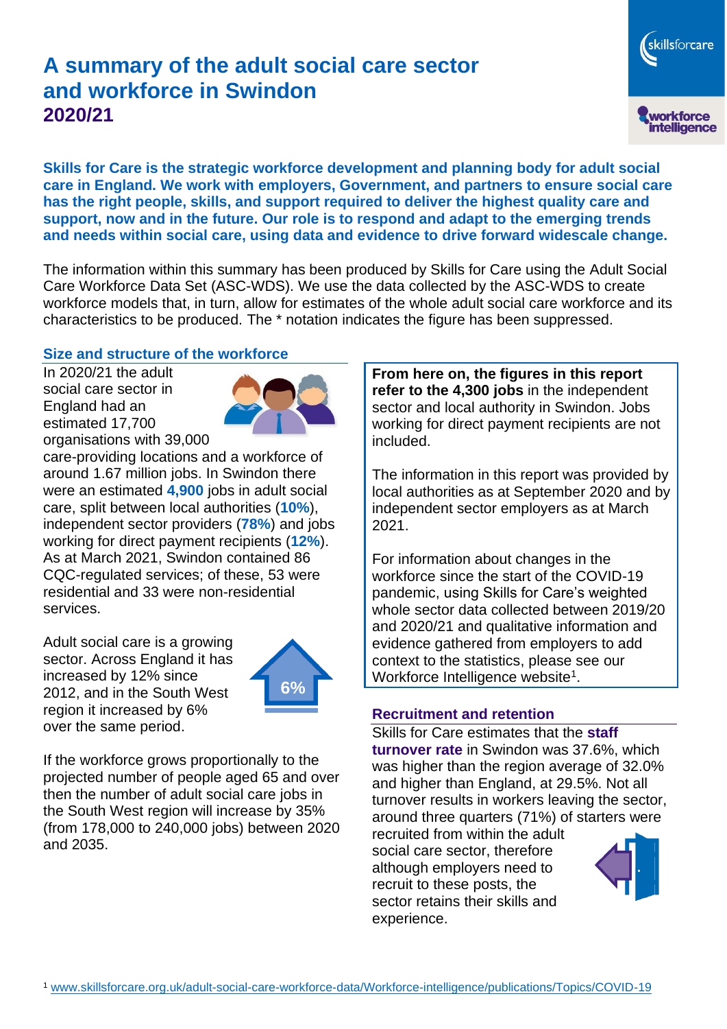# A summary of the adult social care sector and workforce in Swindon
## 2020/21

**Skills for Care is the strategic workforce development and planning body for adult social care in England. We work with employers, Government, and partners to ensure social care has the right people, skills, and support required to deliver the highest quality care and support, now and in the future. Our role is to respond and adapt to the emerging trends and needs within social care, using data and evidence to drive forward widescale change.**

The information within this summary has been produced by Skills for Care using the Adult Social Care Workforce Data Set (ASC-WDS). We use the data collected by the ASC-WDS to create workforce models that, in turn, allow for estimates of the whole adult social care workforce and its characteristics to be produced. The * notation indicates the figure has been suppressed.

### Size and structure of the workforce

In 2020/21 the adult social care sector in England had an estimated 17,700 organisations with 39,000 care-providing locations and a workforce of around 1.67 million jobs. In Swindon there were an estimated **4,900** jobs in adult social care, split between local authorities (**10%**), independent sector providers (**78%**) and jobs working for direct payment recipients (**12%**). As at March 2021, Swindon contained 86 CQC-regulated services; of these, 53 were residential and 33 were non-residential services.

Adult social care is a growing sector. Across England it has increased by 12% since 2012, and in the South West region it increased by 6% over the same period.

6%

If the workforce grows proportionally to the projected number of people aged 65 and over then the number of adult social care jobs in the South West region will increase by 35% (from 178,000 to 240,000 jobs) between 2020 and 2035.

**From here on, the figures in this report refer to the 4,300 jobs** in the independent sector and local authority in Swindon. Jobs working for direct payment recipients are not included.

The information in this report was provided by local authorities as at September 2020 and by independent sector employers as at March 2021.

For information about changes in the workforce since the start of the COVID-19 pandemic, using Skills for Care's weighted whole sector data collected between 2019/20 and 2020/21 and qualitative information and evidence gathered from employers to add context to the statistics, please see our Workforce Intelligence website[1].

### Recruitment and retention

Skills for Care estimates that the **staff turnover rate** in Swindon was 37.6%, which was higher than the region average of 32.0% and higher than England, at 29.5%. Not all turnover results in workers leaving the sector, around three quarters (71%) of starters were recruited from within the adult social care sector, therefore although employers need to recruit to these posts, the sector retains their skills and experience.

[1] www.skillsforcare.org.uk/adult-social-care-workforce-data/Workforce-intelligence/publications/Topics/COVID-19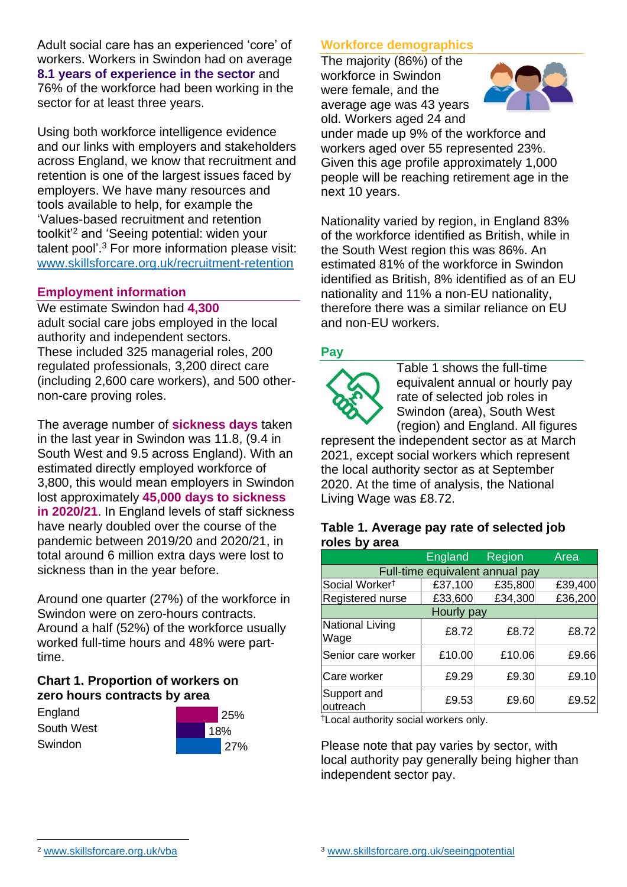Adult social care has an experienced 'core' of workers. Workers in Swindon had on average **8.1 years of experience in the sector** and 76% of the workforce had been working in the sector for at least three years.

Using both workforce intelligence evidence and our links with employers and stakeholders across England, we know that recruitment and retention is one of the largest issues faced by employers. We have many resources and tools available to help, for example the 'Values-based recruitment and retention toolkit'[2] and 'Seeing potential: widen your talent pool'.[3] For more information please visit: www.skillsforcare.org.uk/recruitment-retention

## Employment information

We estimate Swindon had **4,300** adult social care jobs employed in the local authority and independent sectors. These included 325 managerial roles, 200 regulated professionals, 3,200 direct care (including 2,600 care workers), and 500 other-non-care proving roles.

The average number of **sickness days** taken in the last year in Swindon was 11.8, (9.4 in South West and 9.5 across England). With an estimated directly employed workforce of 3,800, this would mean employers in Swindon lost approximately **45,000 days to sickness in 2020/21**. In England levels of staff sickness have nearly doubled over the course of the pandemic between 2019/20 and 2020/21, in total around 6 million extra days were lost to sickness than in the year before.

Around one quarter (27%) of the workforce in Swindon were on zero-hours contracts. Around a half (52%) of the workforce usually worked full-time hours and 48% were part-time.

### Chart 1. Proportion of workers on zero hours contracts by area

| Area | Proportion |
|---|---|
| England | 25% |
| South West | 18% |
| Swindon | 27% |

## Workforce demographics

The majority (86%) of the workforce in Swindon were female, and the average age was 43 years old. Workers aged 24 and under made up 9% of the workforce and workers aged over 55 represented 23%. Given this age profile approximately 1,000 people will be reaching retirement age in the next 10 years.

Nationality varied by region, in England 83% of the workforce identified as British, while in the South West region this was 86%. An estimated 81% of the workforce in Swindon identified as British, 8% identified as of an EU nationality and 11% a non-EU nationality, therefore there was a similar reliance on EU and non-EU workers.

## Pay

Table 1 shows the full-time equivalent annual or hourly pay rate of selected job roles in Swindon (area), South West (region) and England. All figures represent the independent sector as at March 2021, except social workers which represent the local authority sector as at September 2020. At the time of analysis, the National Living Wage was £8.72.

### Table 1. Average pay rate of selected job roles by area

| | England | Region | Area |
|---|---|---|---|
| **Full-time equivalent annual pay** | | | |
| Social Worker† | £37,100 | £35,800 | £39,400 |
| Registered nurse | £33,600 | £34,300 | £36,200 |
| **Hourly pay** | | | |
| National Living Wage | £8.72 | £8.72 | £8.72 |
| Senior care worker | £10.00 | £10.06 | £9.66 |
| Care worker | £9.29 | £9.30 | £9.10 |
| Support and outreach | £9.53 | £9.60 | £9.52 |

†Local authority social workers only.

Please note that pay varies by sector, with local authority pay generally being higher than independent sector pay.

[2] www.skillsforcare.org.uk/vba

[3] www.skillsforcare.org.uk/seeingpotential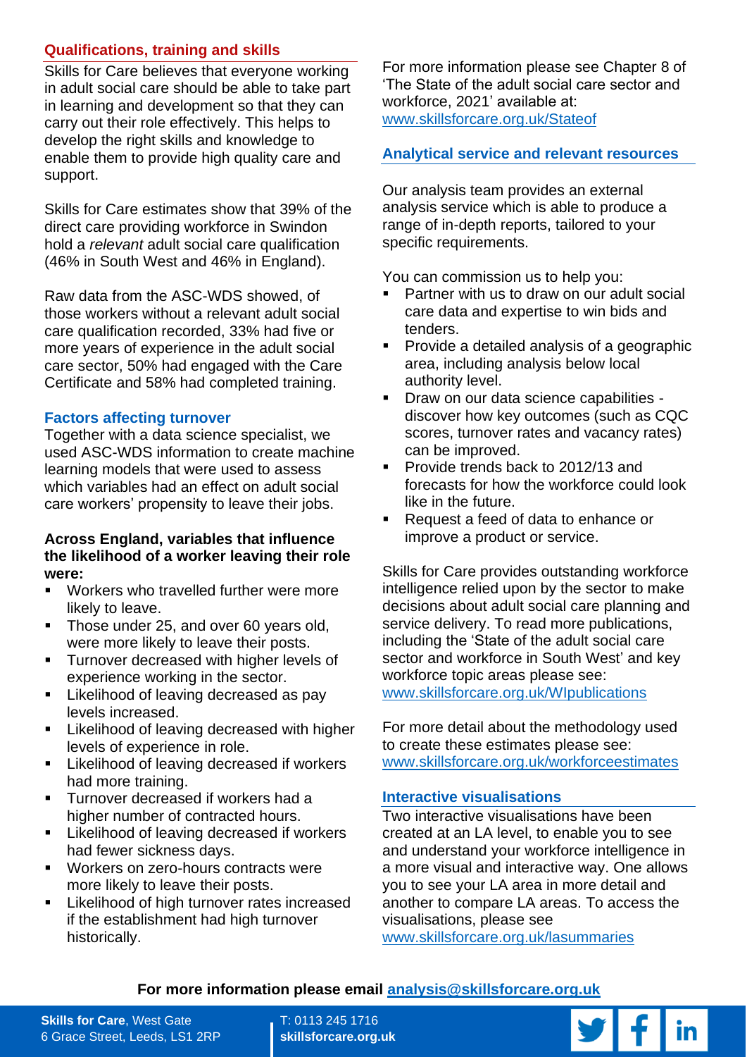## Qualifications, training and skills

Skills for Care believes that everyone working in adult social care should be able to take part in learning and development so that they can carry out their role effectively. This helps to develop the right skills and knowledge to enable them to provide high quality care and support.

Skills for Care estimates show that 39% of the direct care providing workforce in Swindon hold a *relevant* adult social care qualification (46% in South West and 46% in England).

Raw data from the ASC-WDS showed, of those workers without a relevant adult social care qualification recorded, 33% had five or more years of experience in the adult social care sector, 50% had engaged with the Care Certificate and 58% had completed training.

## Factors affecting turnover

Together with a data science specialist, we used ASC-WDS information to create machine learning models that were used to assess which variables had an effect on adult social care workers' propensity to leave their jobs.

**Across England, variables that influence the likelihood of a worker leaving their role were:**

- Workers who travelled further were more likely to leave.
- Those under 25, and over 60 years old, were more likely to leave their posts.
- Turnover decreased with higher levels of experience working in the sector.
- Likelihood of leaving decreased as pay levels increased.
- Likelihood of leaving decreased with higher levels of experience in role.
- Likelihood of leaving decreased if workers had more training.
- Turnover decreased if workers had a higher number of contracted hours.
- Likelihood of leaving decreased if workers had fewer sickness days.
- Workers on zero-hours contracts were more likely to leave their posts.
- Likelihood of high turnover rates increased if the establishment had high turnover historically.

For more information please see Chapter 8 of 'The State of the adult social care sector and workforce, 2021' available at: www.skillsforcare.org.uk/Stateof

## Analytical service and relevant resources

Our analysis team provides an external analysis service which is able to produce a range of in-depth reports, tailored to your specific requirements.

You can commission us to help you:

- Partner with us to draw on our adult social care data and expertise to win bids and tenders.
- Provide a detailed analysis of a geographic area, including analysis below local authority level.
- Draw on our data science capabilities - discover how key outcomes (such as CQC scores, turnover rates and vacancy rates) can be improved.
- Provide trends back to 2012/13 and forecasts for how the workforce could look like in the future.
- Request a feed of data to enhance or improve a product or service.

Skills for Care provides outstanding workforce intelligence relied upon by the sector to make decisions about adult social care planning and service delivery. To read more publications, including the 'State of the adult social care sector and workforce in South West' and key workforce topic areas please see: www.skillsforcare.org.uk/WIpublications

For more detail about the methodology used to create these estimates please see: www.skillsforcare.org.uk/workforceestimates

## Interactive visualisations

Two interactive visualisations have been created at an LA level, to enable you to see and understand your workforce intelligence in a more visual and interactive way. One allows you to see your LA area in more detail and another to compare LA areas. To access the visualisations, please see www.skillsforcare.org.uk/lasummaries

**For more information please email analysis@skillsforcare.org.uk**

**Skills for Care**, West Gate
6 Grace Street, Leeds, LS1 2RP

T: 0113 245 1716
**skillsforcare.org.uk**